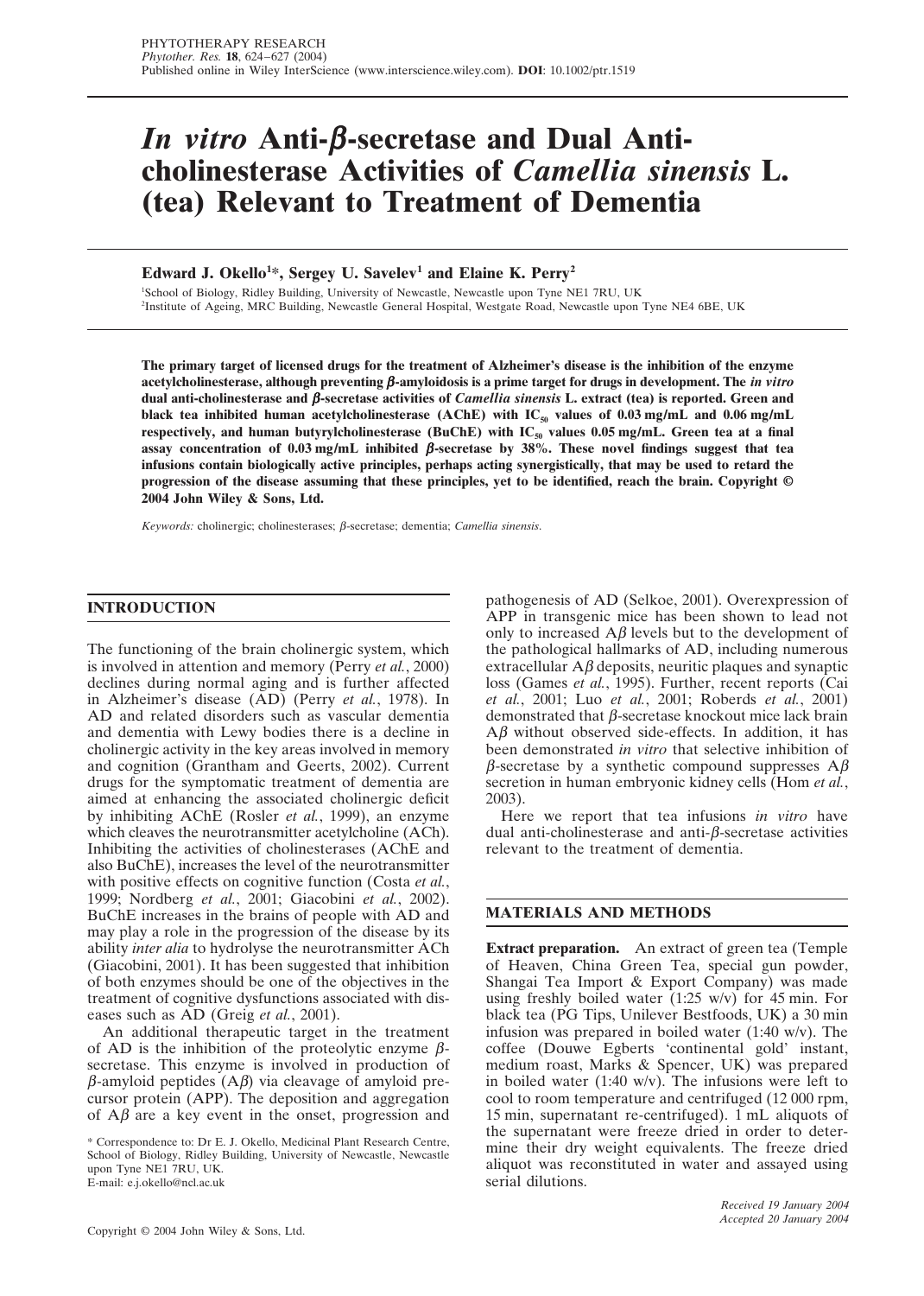# *In vitro* Anti-β-secretase and Dual Anti-cholinesterase Activities of *Camellia sinensis* L. (tea) Relevant to Treatment of Dementia

**Edward J. Okello[1]*, Sergey U. Savelev[1] and Elaine K. Perry[2]**

[1]School of Biology, Ridley Building, University of Newcastle, Newcastle upon Tyne NE1 7RU, UK
[2]Institute of Ageing, MRC Building, Newcastle General Hospital, Westgate Road, Newcastle upon Tyne NE4 6BE, UK

**The primary target of licensed drugs for the treatment of Alzheimer's disease is the inhibition of the enzyme acetylcholinesterase, although preventing β-amyloidosis is a prime target for drugs in development. The *in vitro* dual anti-cholinesterase and β-secretase activities of *Camellia sinensis* L. extract (tea) is reported. Green and black tea inhibited human acetylcholinesterase (AChE) with $IC_{50}$ values of 0.03 mg/mL and 0.06 mg/mL respectively, and human butyrylcholinesterase (BuChE) with $IC_{50}$ values 0.05 mg/mL. Green tea at a final assay concentration of 0.03 mg/mL inhibited β-secretase by 38%. These novel findings suggest that tea infusions contain biologically active principles, perhaps acting synergistically, that may be used to retard the progression of the disease assuming that these principles, yet to be identified, reach the brain. Copyright © 2004 John Wiley & Sons, Ltd.**

*Keywords:* cholinergic; cholinesterases; β-secretase; dementia; *Camellia sinensis*.

## INTRODUCTION

The functioning of the brain cholinergic system, which is involved in attention and memory (Perry *et al.*, 2000) declines during normal aging and is further affected in Alzheimer's disease (AD) (Perry *et al.*, 1978). In AD and related disorders such as vascular dementia and dementia with Lewy bodies there is a decline in cholinergic activity in the key areas involved in memory and cognition (Grantham and Geerts, 2002). Current drugs for the symptomatic treatment of dementia are aimed at enhancing the associated cholinergic deficit by inhibiting AChE (Rosler *et al.*, 1999), an enzyme which cleaves the neurotransmitter acetylcholine (ACh). Inhibiting the activities of cholinesterases (AChE and also BuChE), increases the level of the neurotransmitter with positive effects on cognitive function (Costa *et al.*, 1999; Nordberg *et al.*, 2001; Giacobini *et al.*, 2002). BuChE increases in the brains of people with AD and may play a role in the progression of the disease by its ability *inter alia* to hydrolyse the neurotransmitter ACh (Giacobini, 2001). It has been suggested that inhibition of both enzymes should be one of the objectives in the treatment of cognitive dysfunctions associated with diseases such as AD (Greig *et al.*, 2001).

An additional therapeutic target in the treatment of AD is the inhibition of the proteolytic enzyme β-secretase. This enzyme is involved in production of β-amyloid peptides (Aβ) via cleavage of amyloid precursor protein (APP). The deposition and aggregation of Aβ are a key event in the onset, progression and pathogenesis of AD (Selkoe, 2001). Overexpression of APP in transgenic mice has been shown to lead not only to increased Aβ levels but to the development of the pathological hallmarks of AD, including numerous extracellular Aβ deposits, neuritic plaques and synaptic loss (Games *et al.*, 1995). Further, recent reports (Cai *et al.*, 2001; Luo *et al.*, 2001; Roberds *et al.*, 2001) demonstrated that β-secretase knockout mice lack brain Aβ without observed side-effects. In addition, it has been demonstrated *in vitro* that selective inhibition of β-secretase by a synthetic compound suppresses Aβ secretion in human embryonic kidney cells (Hom *et al.*, 2003).

Here we report that tea infusions *in vitro* have dual anti-cholinesterase and anti-β-secretase activities relevant to the treatment of dementia.

## MATERIALS AND METHODS

**Extract preparation.** An extract of green tea (Temple of Heaven, China Green Tea, special gun powder, Shangai Tea Import & Export Company) was made using freshly boiled water (1:25 w/v) for 45 min. For black tea (PG Tips, Unilever Bestfoods, UK) a 30 min infusion was prepared in boiled water (1:40 w/v). The coffee (Douwe Egberts 'continental gold' instant, medium roast, Marks & Spencer, UK) was prepared in boiled water (1:40 w/v). The infusions were left to cool to room temperature and centrifuged (12 000 rpm, 15 min, supernatant re-centrifuged). 1 mL aliquots of the supernatant were freeze dried in order to determine their dry weight equivalents. The freeze dried aliquot was reconstituted in water and assayed using serial dilutions.

\* Correspondence to: Dr E. J. Okello, Medicinal Plant Research Centre, School of Biology, Ridley Building, University of Newcastle, Newcastle upon Tyne NE1 7RU, UK.
E-mail: e.j.okello@ncl.ac.uk

*Received 19 January 2004*
*Accepted 20 January 2004*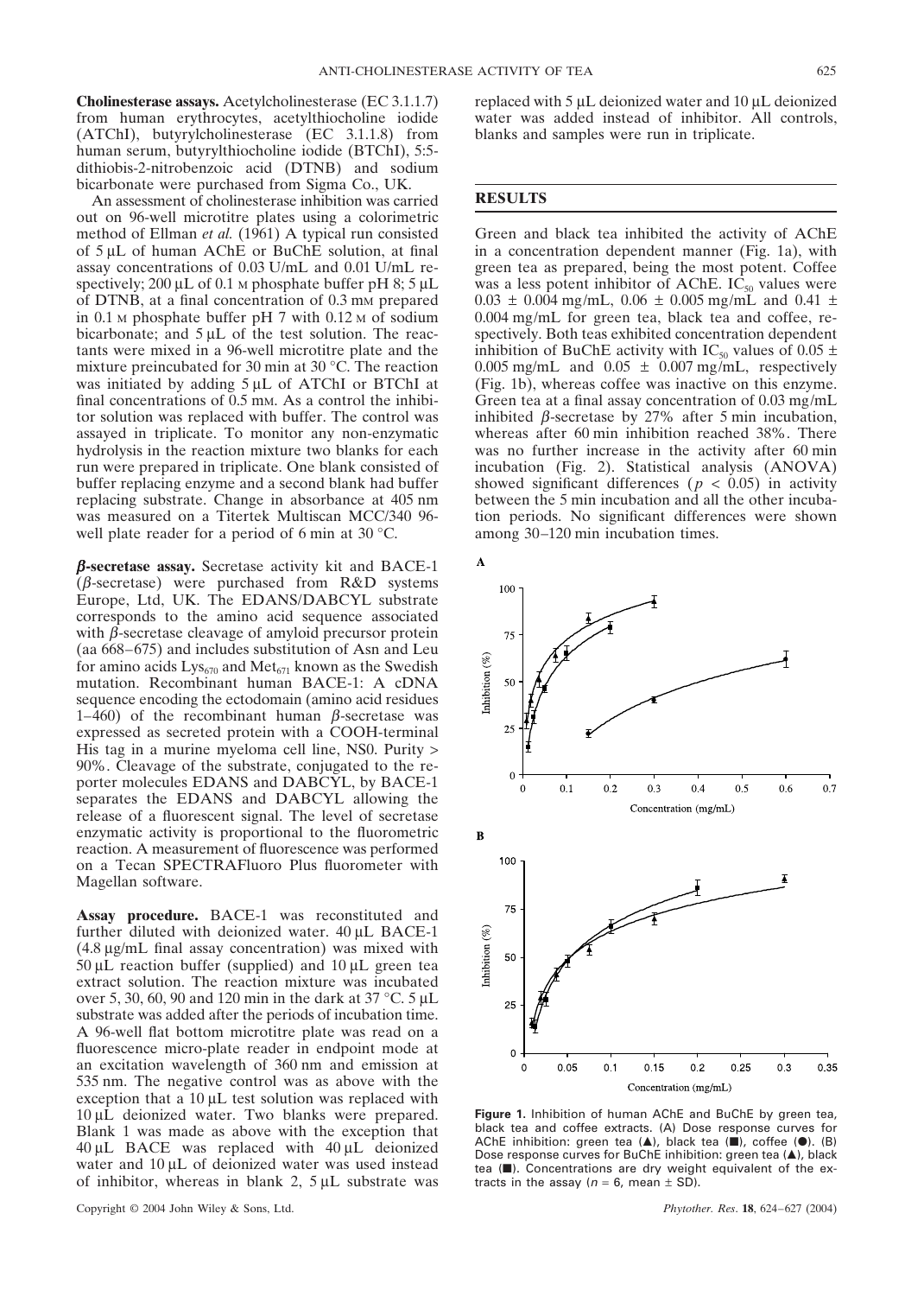**Cholinesterase assays.** Acetylcholinesterase (EC 3.1.1.7) from human erythrocytes, acetylthiocholine iodide (ATChI), butyrylcholinesterase (EC 3.1.1.8) from human serum, butyrylthiocholine iodide (BTChI), 5:5-dithiobis-2-nitrobenzoic acid (DTNB) and sodium bicarbonate were purchased from Sigma Co., UK.

An assessment of cholinesterase inhibition was carried out on 96-well microtitre plates using a colorimetric method of Ellman *et al.* (1961) A typical run consisted of 5 μL of human AChE or BuChE solution, at final assay concentrations of 0.03 U/mL and 0.01 U/mL respectively; 200 μL of 0.1 M phosphate buffer pH 8; 5 μL of DTNB, at a final concentration of 0.3 mM prepared in 0.1 M phosphate buffer pH 7 with 0.12 M of sodium bicarbonate; and 5 μL of the test solution. The reactants were mixed in a 96-well microtitre plate and the mixture preincubated for 30 min at 30 °C. The reaction was initiated by adding 5 μL of ATChI or BTChI at final concentrations of 0.5 mM. As a control the inhibitor solution was replaced with buffer. The control was assayed in triplicate. To monitor any non-enzymatic hydrolysis in the reaction mixture two blanks for each run were prepared in triplicate. One blank consisted of buffer replacing enzyme and a second blank had buffer replacing substrate. Change in absorbance at 405 nm was measured on a Titertek Multiscan MCC/340 96-well plate reader for a period of 6 min at 30 °C.

***β*-secretase assay.** Secretase activity kit and BACE-1 (*β*-secretase) were purchased from R&D systems Europe, Ltd, UK. The EDANS/DABCYL substrate corresponds to the amino acid sequence associated with *β*-secretase cleavage of amyloid precursor protein (aa 668–675) and includes substitution of Asn and Leu for amino acids $Lys_{670}$ and $Met_{671}$ known as the Swedish mutation. Recombinant human BACE-1: A cDNA sequence encoding the ectodomain (amino acid residues 1–460) of the recombinant human *β*-secretase was expressed as secreted protein with a COOH-terminal His tag in a murine myeloma cell line, NS0. Purity > 90%. Cleavage of the substrate, conjugated to the reporter molecules EDANS and DABCYL, by BACE-1 separates the EDANS and DABCYL allowing the release of a fluorescent signal. The level of secretase enzymatic activity is proportional to the fluorometric reaction. A measurement of fluorescence was performed on a Tecan SPECTRAFluoro Plus fluorometer with Magellan software.

**Assay procedure.** BACE-1 was reconstituted and further diluted with deionized water. 40 μL BACE-1 (4.8 μg/mL final assay concentration) was mixed with 50 μL reaction buffer (supplied) and 10 μL green tea extract solution. The reaction mixture was incubated over 5, 30, 60, 90 and 120 min in the dark at 37 °C. 5 μL substrate was added after the periods of incubation time. A 96-well flat bottom microtitre plate was read on a fluorescence micro-plate reader in endpoint mode at an excitation wavelength of 360 nm and emission at 535 nm. The negative control was as above with the exception that a 10 μL test solution was replaced with 10 μL deionized water. Two blanks were prepared. Blank 1 was made as above with the exception that 40 μL BACE was replaced with 40 μL deionized water and 10 μL of deionized water was used instead of inhibitor, whereas in blank 2, 5 μL substrate was replaced with 5 μL deionized water and 10 μL deionized water was added instead of inhibitor. All controls, blanks and samples were run in triplicate.

## RESULTS

Green and black tea inhibited the activity of AChE in a concentration dependent manner (Fig. 1a), with green tea as prepared, being the most potent. Coffee was a less potent inhibitor of AChE. $IC_{50}$ values were 0.03 ± 0.004 mg/mL, 0.06 ± 0.005 mg/mL and 0.41 ± 0.004 mg/mL for green tea, black tea and coffee, respectively. Both teas exhibited concentration dependent inhibition of BuChE activity with $IC_{50}$ values of 0.05 ± 0.005 mg/mL and 0.05 ± 0.007 mg/mL, respectively (Fig. 1b), whereas coffee was inactive on this enzyme. Green tea at a final assay concentration of 0.03 mg/mL inhibited *β*-secretase by 27% after 5 min incubation, whereas after 60 min inhibition reached 38%. There was no further increase in the activity after 60 min incubation (Fig. 2). Statistical analysis (ANOVA) showed significant differences ($p < 0.05$) in activity between the 5 min incubation and all the other incubation periods. No significant differences were shown among 30–120 min incubation times.

**Figure 1.** Inhibition of human AChE and BuChE by green tea, black tea and coffee extracts. (A) Dose response curves for AChE inhibition: green tea (▲), black tea (■), coffee (●). (B) Dose response curves for BuChE inhibition: green tea (▲), black tea (■). Concentrations are dry weight equivalent of the extracts in the assay ($n = 6$, mean ± SD).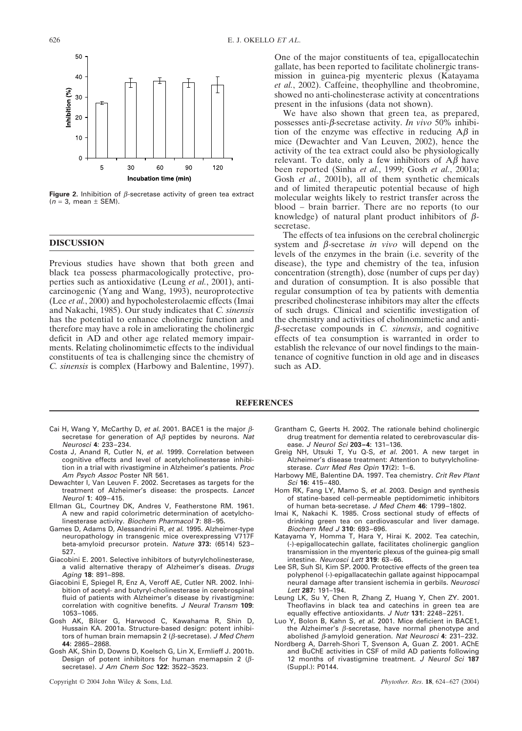**Figure 2.** Inhibition of $\beta$-secretase activity of green tea extract ($n = 3$, mean ± SEM).

## DISCUSSION

Previous studies have shown that both green and black tea possess pharmacologically protective, properties such as antioxidative (Leung *et al.*, 2001), anticarcinogenic (Yang and Wang, 1993), neuroprotective (Lee *et al.*, 2000) and hypocholesterolaemic effects (Imai and Nakachi, 1985). Our study indicates that *C. sinensis* has the potential to enhance cholinergic function and therefore may have a role in ameliorating the cholinergic deficit in AD and other age related memory impairments. Relating cholinomimetic effects to the individual constituents of tea is challenging since the chemistry of *C. sinensis* is complex (Harbowy and Balentine, 1997). One of the major constituents of tea, epigallocatechin gallate, has been reported to facilitate cholinergic transmission in guinea-pig myenteric plexus (Katayama *et al.*, 2002). Caffeine, theophylline and theobromine, showed no anti-cholinesterase activity at concentrations present in the infusions (data not shown).

We have also shown that green tea, as prepared, possesses anti-$\beta$-secretase activity. *In vivo* 50% inhibition of the enzyme was effective in reducing A$\beta$ in mice (Dewachter and Van Leuven, 2002), hence the activity of the tea extract could also be physiologically relevant. To date, only a few inhibitors of A$\beta$ have been reported (Sinha *et al.*, 1999; Gosh *et al.*, 2001a; Gosh *et al.*, 2001b), all of them synthetic chemicals and of limited therapeutic potential because of high molecular weights likely to restrict transfer across the blood – brain barrier. There are no reports (to our knowledge) of natural plant product inhibitors of $\beta$-secretase.

The effects of tea infusions on the cerebral cholinergic system and $\beta$-secretase *in vivo* will depend on the levels of the enzymes in the brain (i.e. severity of the disease), the type and chemistry of the tea, infusion concentration (strength), dose (number of cups per day) and duration of consumption. It is also possible that regular consumption of tea by patients with dementia prescribed cholinesterase inhibitors may alter the effects of such drugs. Clinical and scientific investigation of the chemistry and activities of cholinomimetic and anti-$\beta$-secretase compounds in *C. sinensis*, and cognitive effects of tea consumption is warranted in order to establish the relevance of our novel findings to the maintenance of cognitive function in old age and in diseases such as AD.

## REFERENCES

Cai H, Wang Y, McCarthy D, *et al.* 2001. BACE1 is the major $\beta$-secretase for generation of A$\beta$ peptides by neurons. *Nat Neurosci* **4**: 233–234.

Costa J, Anand R, Cutler N, *et al.* 1999. Correlation between cognitive effects and level of acetylcholinesterase inhibition in a trial with rivastigmine in Alzheimer's patients. *Proc Am Psych Assoc* Poster NR 561.

Dewachter I, Van Leuven F. 2002. Secretases as targets for the treatment of Alzheimer's disease: the prospects. *Lancet Neurol* **1**: 409–415.

Ellman GL, Courtney DK, Andres V, Featherstone RM. 1961. A new and rapid colorimetric determination of acetylcholinesterase activity. *Biochem Pharmacol* **7**: 88–95.

Games D, Adams D, Alessandrini R, *et al.* 1995. Alzheimer-type neuropathology in transgenic mice overexpressing V717F beta-amyloid precursor protein. *Nature* **373**: (6514) 523–527.

Giacobini E. 2001. Selective inhibitors of butyrylcholinesterase, a valid alternative therapy of Alzheimer's diseas. *Drugs Aging* **18**: 891–898.

Giacobini E, Spiegel R, Enz A, Veroff AE, Cutler NR. 2002. Inhibition of acetyl- and butyryl-cholinesterase in cerebrospinal fluid of patients with Alzheimer's disease by rivastigmine: correlation with cognitive benefits. *J Neural Transm* **109**: 1053–1065.

Gosh AK, Bilcer G, Harwood C, Kawahama R, Shin D, Hussain KA. 2001a. Structure-based design: potent inhibitors of human brain memapsin 2 ($\beta$-secretase). *J Med Chem* **44**: 2865–2868.

Gosh AK, Shin D, Downs D, Koelsch G, Lin X, Ermlieff J. 2001b. Design of potent inhibitors for human memapsin 2 ($\beta$-secretase). *J Am Chem Soc* **122**: 3522–3523.

Grantham C, Geerts H. 2002. The rationale behind cholinergic drug treatment for dementia related to cerebrovascular disease. *J Neurol Sci* **203–4**: 131–136.

Greig NH, Utsuki T, Yu Q-S, *et al.* 2001. A new target in Alzheimer's disease treatment: Attention to butyrylcholinesterase. *Curr Med Res Opin* **17**(2): 1–6.

Harbowy ME, Balentine DA. 1997. Tea chemistry. *Crit Rev Plant Sci* **16**: 415–480.

Hom RK, Fang LY, Mamo S, *et al.* 2003. Design and synthesis of statine-based cell-permeable peptidomimetic inhibitors of human beta-secretase. *J Med Chem* **46**: 1799–1802.

Imai K, Nakachi K. 1985. Cross sectional study of effects of drinking green tea on cardiovascular and liver damage. *Biochem Med J* **310**: 693–696.

Katayama Y, Homma T, Hara Y, Hirai K. 2002. Tea catechin, (-)-epigallocatechin gallate, facilitates cholinergic ganglion transmission in the myenteric plexus of the guinea-pig small intestine. *Neurosci Lett* **319**: 63–66.

Lee SR, Suh SI, Kim SP. 2000. Protective effects of the green tea polyphenol (-)-epigallacatechin gallate against hippocampal neural damage after transient ischemia in gerbils. *Neurosci Lett* **287**: 191–194.

Leung LK, Su Y, Chen R, Zhang Z, Huang Y, Chen ZY. 2001. Theoflavins in black tea and catechins in green tea are equally effective antioxidants. *J Nutr* **131**: 2248–2251.

Luo Y, Bolon B, Kahn S, *et al.* 2001. Mice deficient in BACE1, the Alzheimer's $\beta$-secretase, have normal phenotype and abolished $\beta$-amyloid generation. *Nat Neurosci* **4**: 231–232.

Nordberg A, Darreh-Shori T, Svenson A, Guan Z. 2001. AChE and BuChE activities in CSF of mild AD patients following 12 months of rivastigmine treatment. *J Neurol Sci* **187** (Suppl.): P0144.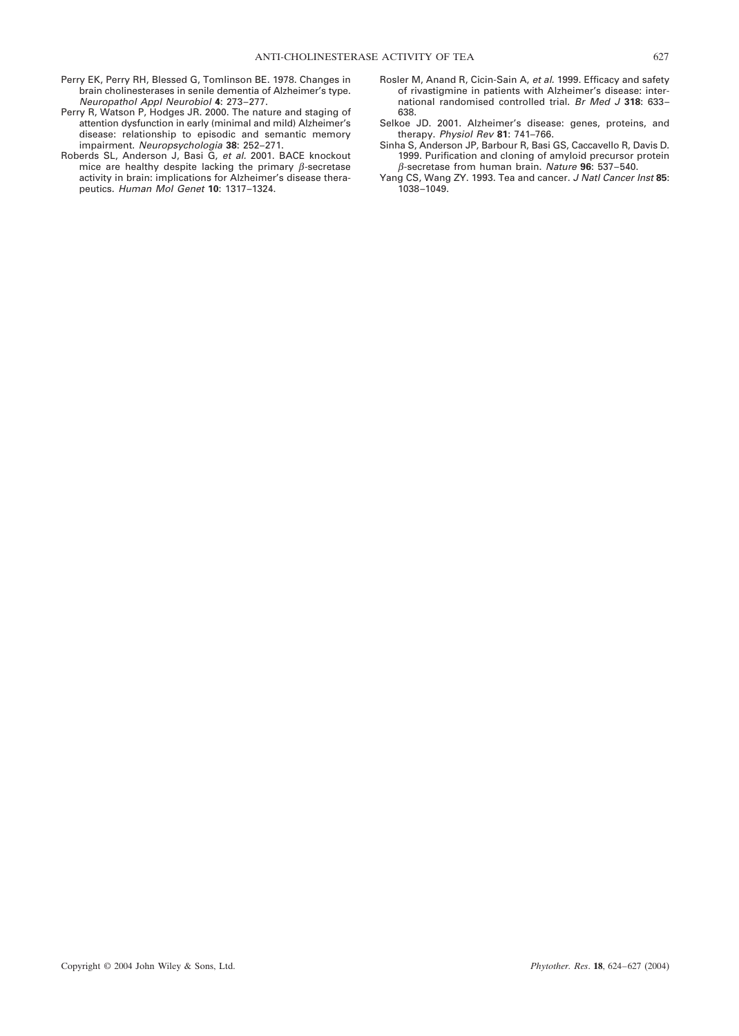Perry EK, Perry RH, Blessed G, Tomlinson BE. 1978. Changes in brain cholinesterases in senile dementia of Alzheimer's type. *Neuropathol Appl Neurobiol* **4**: 273–277.

Perry R, Watson P, Hodges JR. 2000. The nature and staging of attention dysfunction in early (minimal and mild) Alzheimer's disease: relationship to episodic and semantic memory impairment. *Neuropsychologia* **38**: 252–271.

Roberds SL, Anderson J, Basi G, *et al*. 2001. BACE knockout mice are healthy despite lacking the primary $\beta$-secretase activity in brain: implications for Alzheimer's disease therapeutics. *Human Mol Genet* **10**: 1317–1324.

Rosler M, Anand R, Cicin-Sain A, *et al*. 1999. Efficacy and safety of rivastigmine in patients with Alzheimer's disease: international randomised controlled trial. *Br Med J* **318**: 633–638.

Selkoe JD. 2001. Alzheimer's disease: genes, proteins, and therapy. *Physiol Rev* **81**: 741–766.

Sinha S, Anderson JP, Barbour R, Basi GS, Caccavello R, Davis D. 1999. Purification and cloning of amyloid precursor protein $\beta$-secretase from human brain. *Nature* **96**: 537–540.

Yang CS, Wang ZY. 1993. Tea and cancer. *J Natl Cancer Inst* **85**: 1038–1049.